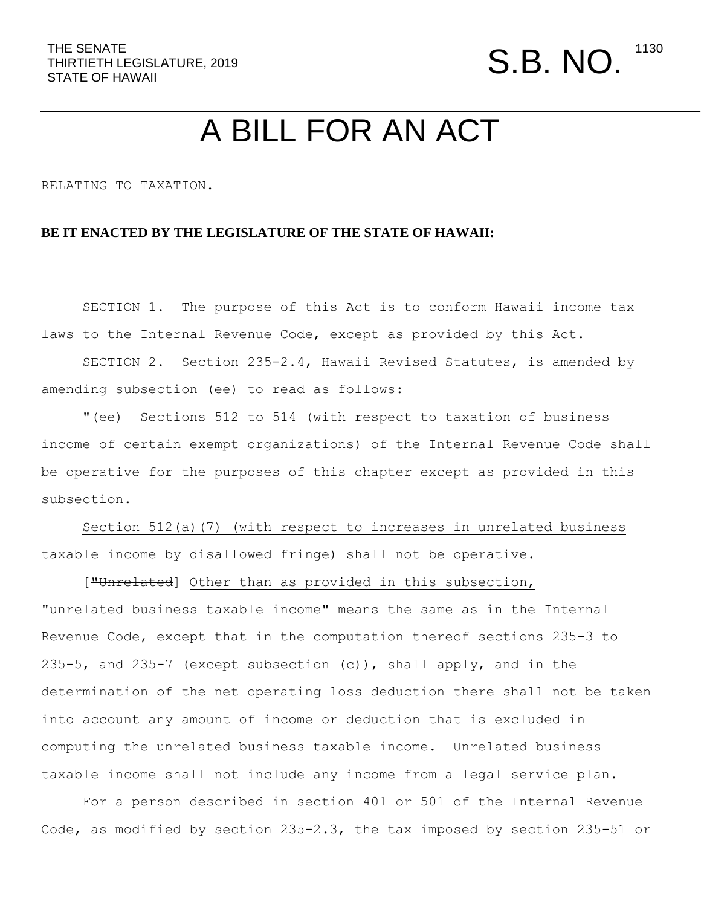THE SENATE
THIRTIETH LEGISLATURE, 2019
STATE OF HAWAII

S.B. NO. 1130

# A BILL FOR AN ACT

RELATING TO TAXATION.

**BE IT ENACTED BY THE LEGISLATURE OF THE STATE OF HAWAII:**

SECTION 1. The purpose of this Act is to conform Hawaii income tax laws to the Internal Revenue Code, except as provided by this Act.

SECTION 2. Section 235-2.4, Hawaii Revised Statutes, is amended by amending subsection (ee) to read as follows:

"(ee) Sections 512 to 514 (with respect to taxation of business income of certain exempt organizations) of the Internal Revenue Code shall be operative for the purposes of this chapter <u>except</u> as provided in this subsection.

<u>Section 512(a)(7) (with respect to increases in unrelated business taxable income by disallowed fringe) shall not be operative.</u>

[~~"Unrelated~~] <u>Other than as provided in this subsection, "unrelated</u> business taxable income" means the same as in the Internal Revenue Code, except that in the computation thereof sections 235-3 to 235-5, and 235-7 (except subsection (c)), shall apply, and in the determination of the net operating loss deduction there shall not be taken into account any amount of income or deduction that is excluded in computing the unrelated business taxable income. Unrelated business taxable income shall not include any income from a legal service plan.

For a person described in section 401 or 501 of the Internal Revenue Code, as modified by section 235-2.3, the tax imposed by section 235-51 or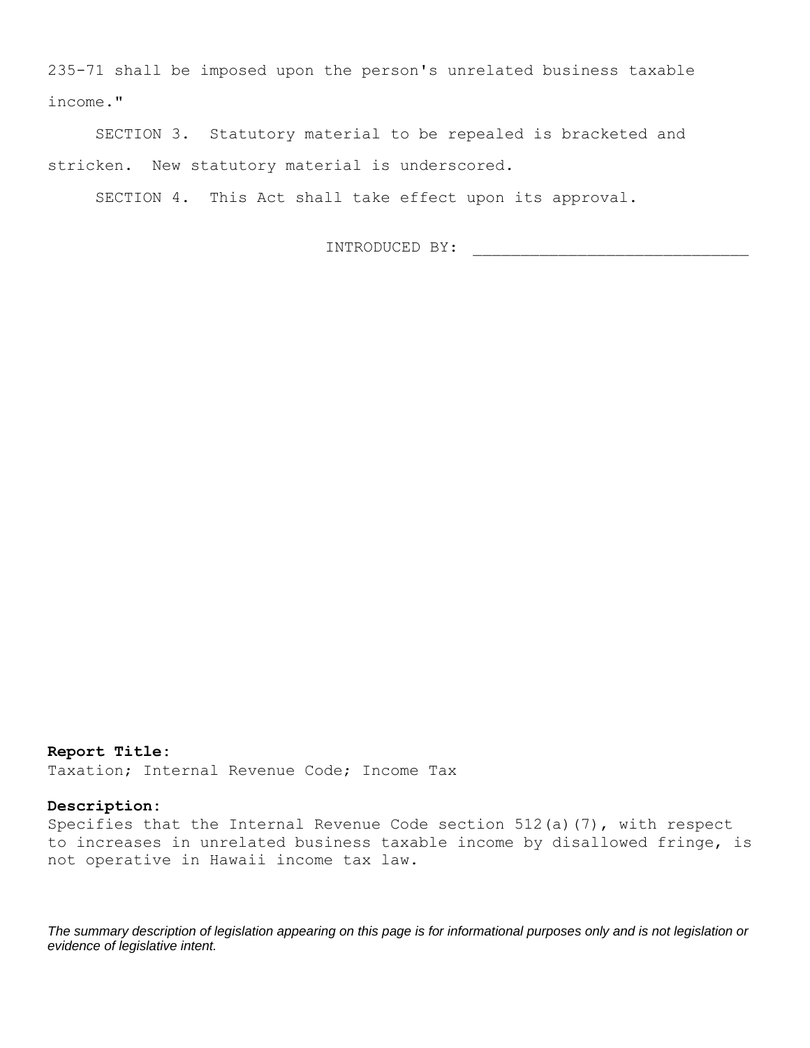235-71 shall be imposed upon the person's unrelated business taxable income."

SECTION 3. Statutory material to be repealed is bracketed and stricken. New statutory material is underscored.

SECTION 4. This Act shall take effect upon its approval.

INTRODUCED BY: _____________________________

**Report Title:**
Taxation; Internal Revenue Code; Income Tax

**Description:**
Specifies that the Internal Revenue Code section 512(a)(7), with respect to increases in unrelated business taxable income by disallowed fringe, is not operative in Hawaii income tax law.

*The summary description of legislation appearing on this page is for informational purposes only and is not legislation or evidence of legislative intent.*